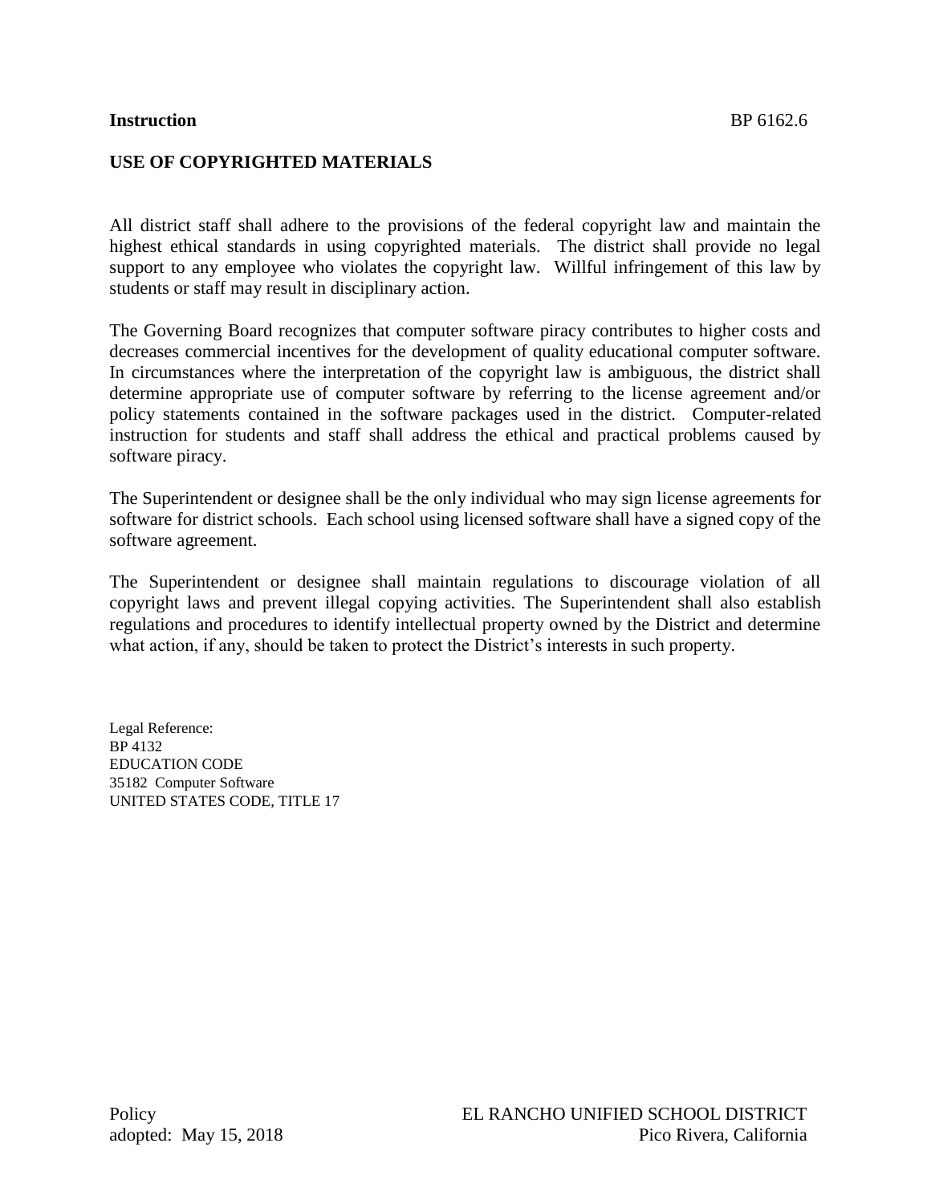**Instruction** BP 6162.6

# USE OF COPYRIGHTED MATERIALS

All district staff shall adhere to the provisions of the federal copyright law and maintain the highest ethical standards in using copyrighted materials. The district shall provide no legal support to any employee who violates the copyright law. Willful infringement of this law by students or staff may result in disciplinary action.

The Governing Board recognizes that computer software piracy contributes to higher costs and decreases commercial incentives for the development of quality educational computer software. In circumstances where the interpretation of the copyright law is ambiguous, the district shall determine appropriate use of computer software by referring to the license agreement and/or policy statements contained in the software packages used in the district. Computer-related instruction for students and staff shall address the ethical and practical problems caused by software piracy.

The Superintendent or designee shall be the only individual who may sign license agreements for software for district schools. Each school using licensed software shall have a signed copy of the software agreement.

The Superintendent or designee shall maintain regulations to discourage violation of all copyright laws and prevent illegal copying activities. The Superintendent shall also establish regulations and procedures to identify intellectual property owned by the District and determine what action, if any, should be taken to protect the District's interests in such property.

Legal Reference:
BP 4132
EDUCATION CODE
35182 Computer Software
UNITED STATES CODE, TITLE 17

Policy
adopted: May 15, 2018

EL RANCHO UNIFIED SCHOOL DISTRICT
Pico Rivera, California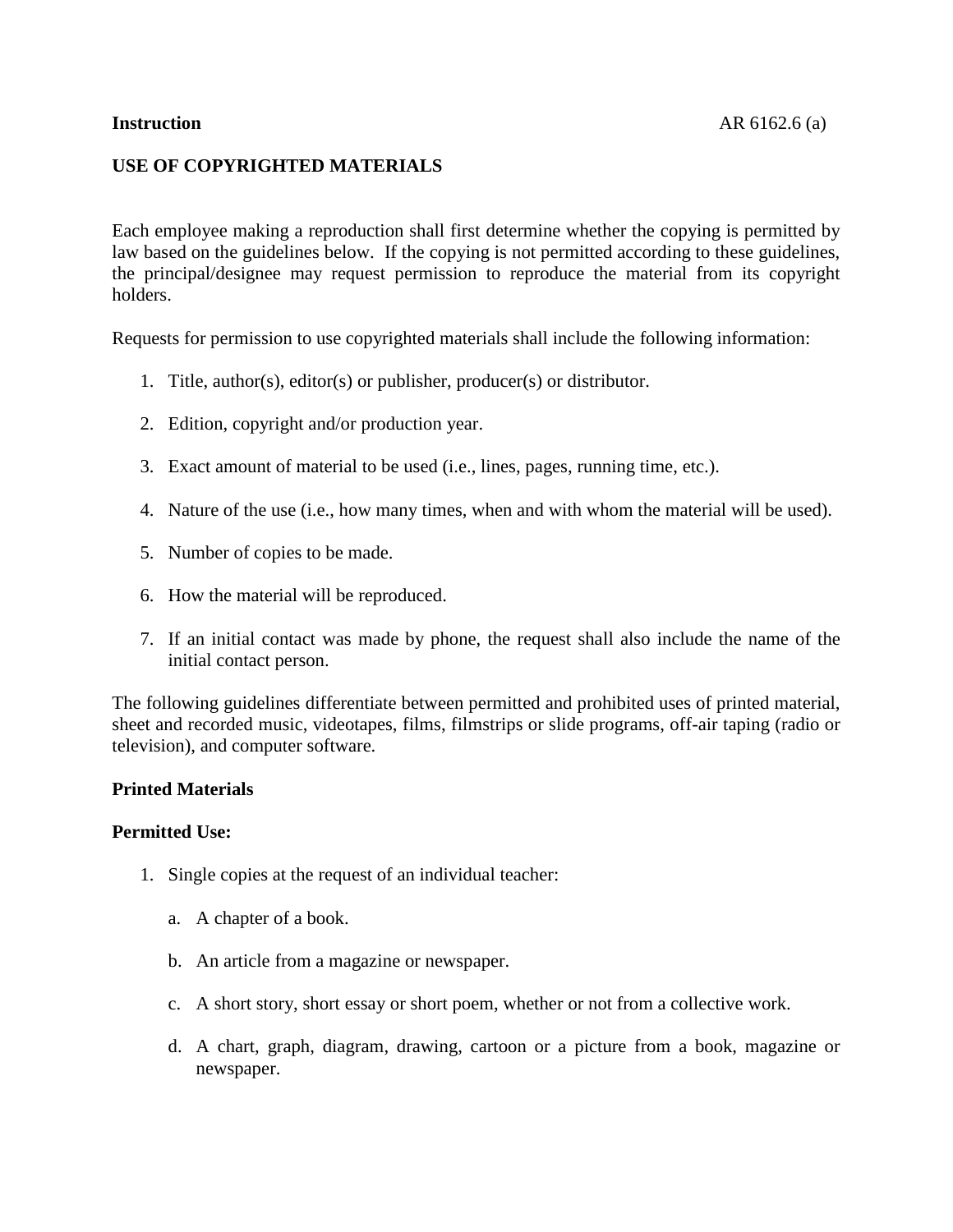**Instruction** AR 6162.6 (a)

**USE OF COPYRIGHTED MATERIALS**

Each employee making a reproduction shall first determine whether the copying is permitted by law based on the guidelines below. If the copying is not permitted according to these guidelines, the principal/designee may request permission to reproduce the material from its copyright holders.

Requests for permission to use copyrighted materials shall include the following information:

1. Title, author(s), editor(s) or publisher, producer(s) or distributor.

2. Edition, copyright and/or production year.

3. Exact amount of material to be used (i.e., lines, pages, running time, etc.).

4. Nature of the use (i.e., how many times, when and with whom the material will be used).

5. Number of copies to be made.

6. How the material will be reproduced.

7. If an initial contact was made by phone, the request shall also include the name of the initial contact person.

The following guidelines differentiate between permitted and prohibited uses of printed material, sheet and recorded music, videotapes, films, filmstrips or slide programs, off-air taping (radio or television), and computer software.

**Printed Materials**

**Permitted Use:**

1. Single copies at the request of an individual teacher:

   a. A chapter of a book.

   b. An article from a magazine or newspaper.

   c. A short story, short essay or short poem, whether or not from a collective work.

   d. A chart, graph, diagram, drawing, cartoon or a picture from a book, magazine or newspaper.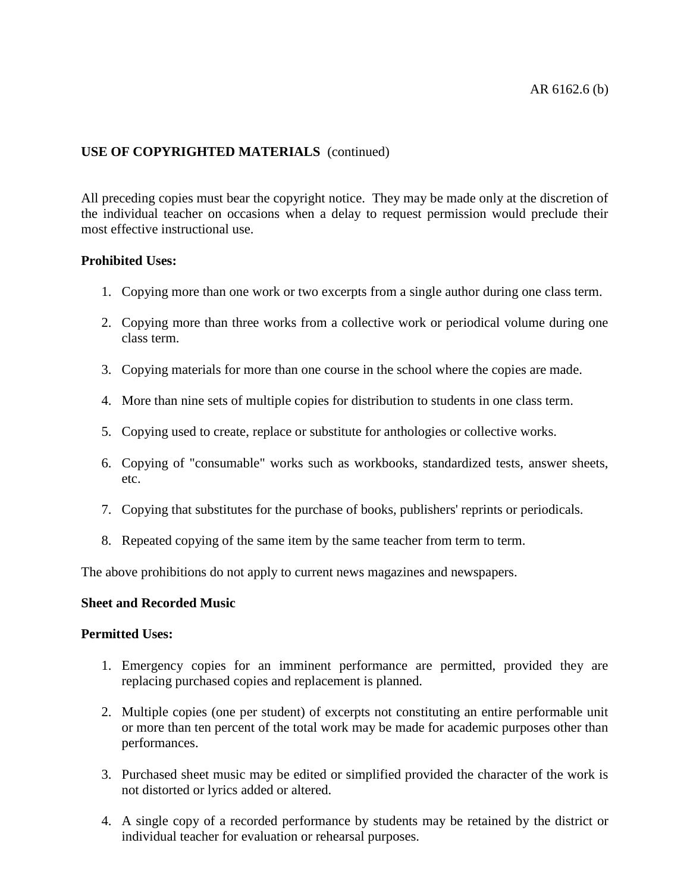**USE OF COPYRIGHTED MATERIALS** (continued)

All preceding copies must bear the copyright notice. They may be made only at the discretion of the individual teacher on occasions when a delay to request permission would preclude their most effective instructional use.

**Prohibited Uses:**

1. Copying more than one work or two excerpts from a single author during one class term.
2. Copying more than three works from a collective work or periodical volume during one class term.
3. Copying materials for more than one course in the school where the copies are made.
4. More than nine sets of multiple copies for distribution to students in one class term.
5. Copying used to create, replace or substitute for anthologies or collective works.
6. Copying of "consumable" works such as workbooks, standardized tests, answer sheets, etc.
7. Copying that substitutes for the purchase of books, publishers' reprints or periodicals.
8. Repeated copying of the same item by the same teacher from term to term.

The above prohibitions do not apply to current news magazines and newspapers.

**Sheet and Recorded Music**

**Permitted Uses:**

1. Emergency copies for an imminent performance are permitted, provided they are replacing purchased copies and replacement is planned.
2. Multiple copies (one per student) of excerpts not constituting an entire performable unit or more than ten percent of the total work may be made for academic purposes other than performances.
3. Purchased sheet music may be edited or simplified provided the character of the work is not distorted or lyrics added or altered.
4. A single copy of a recorded performance by students may be retained by the district or individual teacher for evaluation or rehearsal purposes.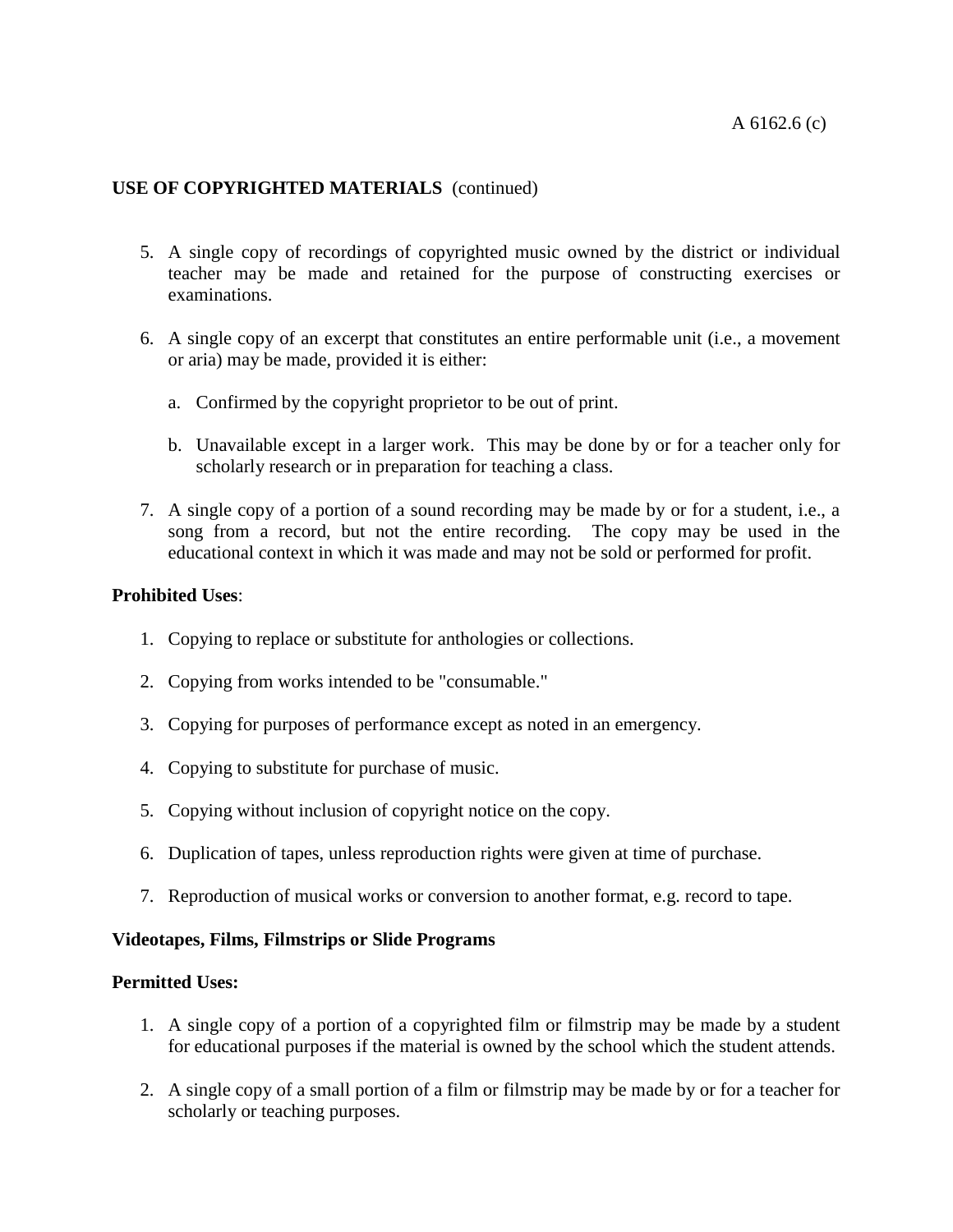## USE OF COPYRIGHTED MATERIALS (continued)

5. A single copy of recordings of copyrighted music owned by the district or individual teacher may be made and retained for the purpose of constructing exercises or examinations.

6. A single copy of an excerpt that constitutes an entire performable unit (i.e., a movement or aria) may be made, provided it is either:

   a. Confirmed by the copyright proprietor to be out of print.

   b. Unavailable except in a larger work. This may be done by or for a teacher only for scholarly research or in preparation for teaching a class.

7. A single copy of a portion of a sound recording may be made by or for a student, i.e., a song from a record, but not the entire recording. The copy may be used in the educational context in which it was made and may not be sold or performed for profit.

**Prohibited Uses**:

1. Copying to replace or substitute for anthologies or collections.

2. Copying from works intended to be "consumable."

3. Copying for purposes of performance except as noted in an emergency.

4. Copying to substitute for purchase of music.

5. Copying without inclusion of copyright notice on the copy.

6. Duplication of tapes, unless reproduction rights were given at time of purchase.

7. Reproduction of musical works or conversion to another format, e.g. record to tape.

**Videotapes, Films, Filmstrips or Slide Programs**

**Permitted Uses:**

1. A single copy of a portion of a copyrighted film or filmstrip may be made by a student for educational purposes if the material is owned by the school which the student attends.

2. A single copy of a small portion of a film or filmstrip may be made by or for a teacher for scholarly or teaching purposes.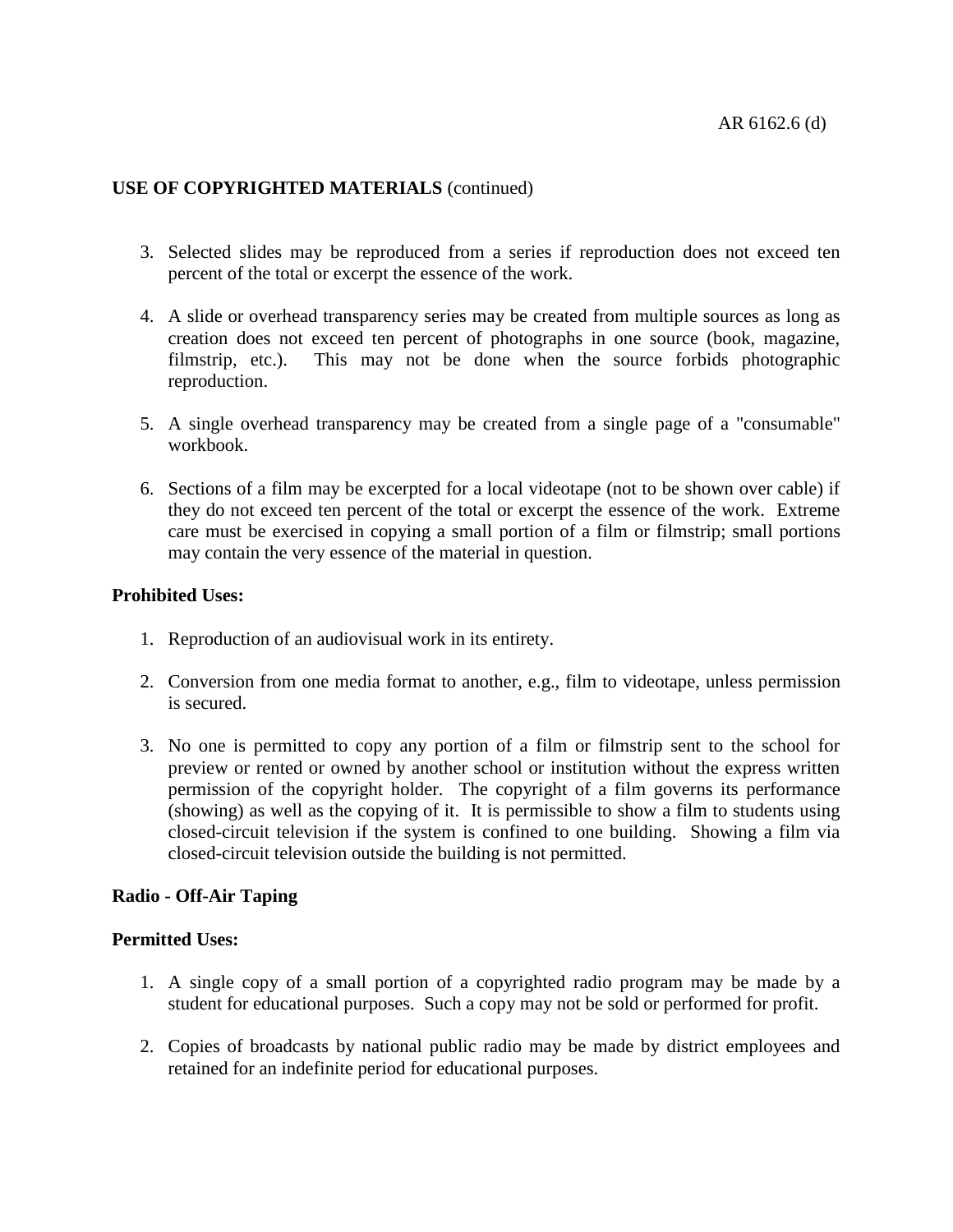**USE OF COPYRIGHTED MATERIALS** (continued)

3. Selected slides may be reproduced from a series if reproduction does not exceed ten percent of the total or excerpt the essence of the work.

4. A slide or overhead transparency series may be created from multiple sources as long as creation does not exceed ten percent of photographs in one source (book, magazine, filmstrip, etc.). This may not be done when the source forbids photographic reproduction.

5. A single overhead transparency may be created from a single page of a "consumable" workbook.

6. Sections of a film may be excerpted for a local videotape (not to be shown over cable) if they do not exceed ten percent of the total or excerpt the essence of the work. Extreme care must be exercised in copying a small portion of a film or filmstrip; small portions may contain the very essence of the material in question.

**Prohibited Uses:**

1. Reproduction of an audiovisual work in its entirety.

2. Conversion from one media format to another, e.g., film to videotape, unless permission is secured.

3. No one is permitted to copy any portion of a film or filmstrip sent to the school for preview or rented or owned by another school or institution without the express written permission of the copyright holder. The copyright of a film governs its performance (showing) as well as the copying of it. It is permissible to show a film to students using closed-circuit television if the system is confined to one building. Showing a film via closed-circuit television outside the building is not permitted.

**Radio - Off-Air Taping**

**Permitted Uses:**

1. A single copy of a small portion of a copyrighted radio program may be made by a student for educational purposes. Such a copy may not be sold or performed for profit.

2. Copies of broadcasts by national public radio may be made by district employees and retained for an indefinite period for educational purposes.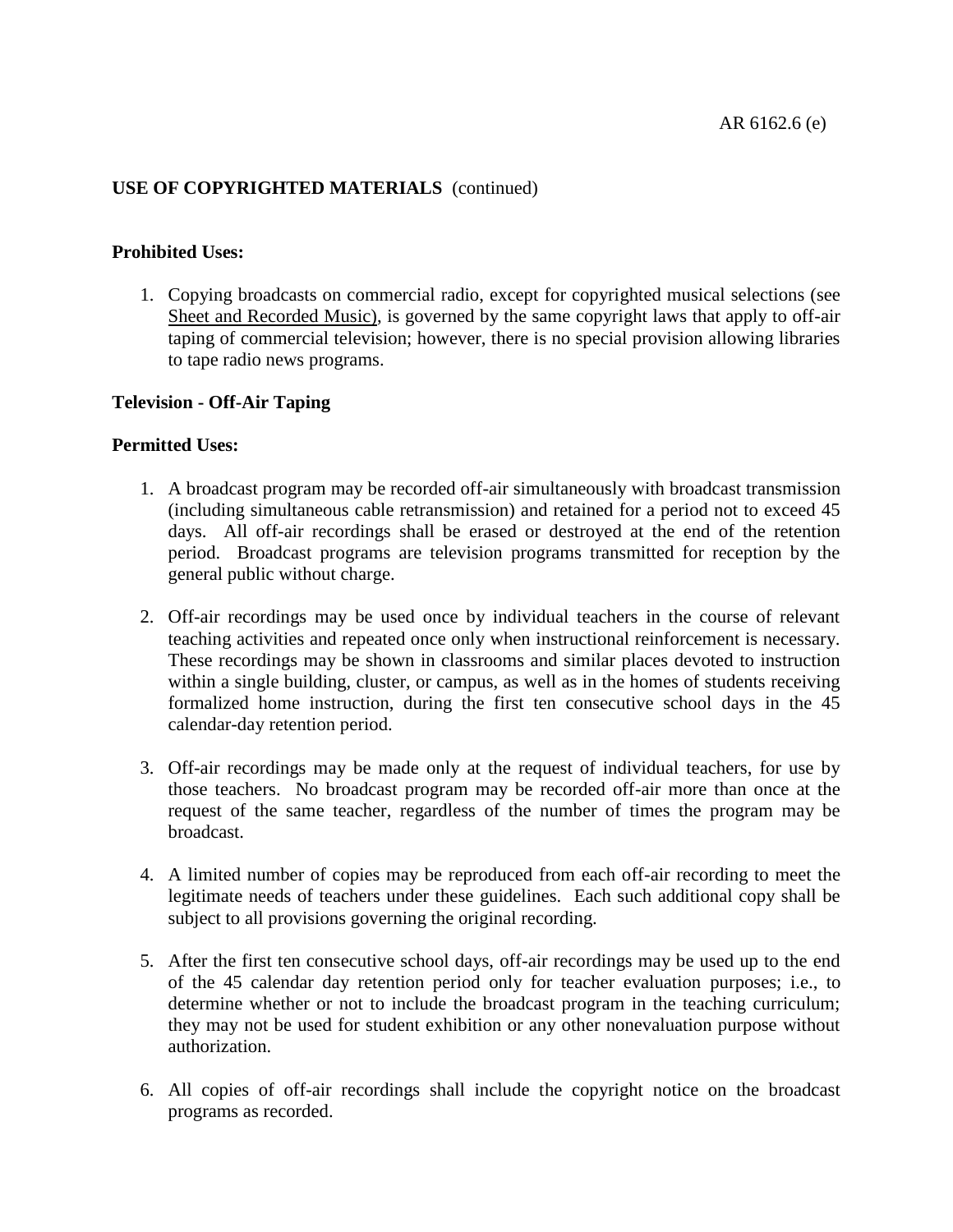**USE OF COPYRIGHTED MATERIALS** (continued)

**Prohibited Uses:**

1. Copying broadcasts on commercial radio, except for copyrighted musical selections (see Sheet and Recorded Music), is governed by the same copyright laws that apply to off-air taping of commercial television; however, there is no special provision allowing libraries to tape radio news programs.

**Television - Off-Air Taping**

**Permitted Uses:**

1. A broadcast program may be recorded off-air simultaneously with broadcast transmission (including simultaneous cable retransmission) and retained for a period not to exceed 45 days. All off-air recordings shall be erased or destroyed at the end of the retention period. Broadcast programs are television programs transmitted for reception by the general public without charge.

2. Off-air recordings may be used once by individual teachers in the course of relevant teaching activities and repeated once only when instructional reinforcement is necessary. These recordings may be shown in classrooms and similar places devoted to instruction within a single building, cluster, or campus, as well as in the homes of students receiving formalized home instruction, during the first ten consecutive school days in the 45 calendar-day retention period.

3. Off-air recordings may be made only at the request of individual teachers, for use by those teachers. No broadcast program may be recorded off-air more than once at the request of the same teacher, regardless of the number of times the program may be broadcast.

4. A limited number of copies may be reproduced from each off-air recording to meet the legitimate needs of teachers under these guidelines. Each such additional copy shall be subject to all provisions governing the original recording.

5. After the first ten consecutive school days, off-air recordings may be used up to the end of the 45 calendar day retention period only for teacher evaluation purposes; i.e., to determine whether or not to include the broadcast program in the teaching curriculum; they may not be used for student exhibition or any other nonevaluation purpose without authorization.

6. All copies of off-air recordings shall include the copyright notice on the broadcast programs as recorded.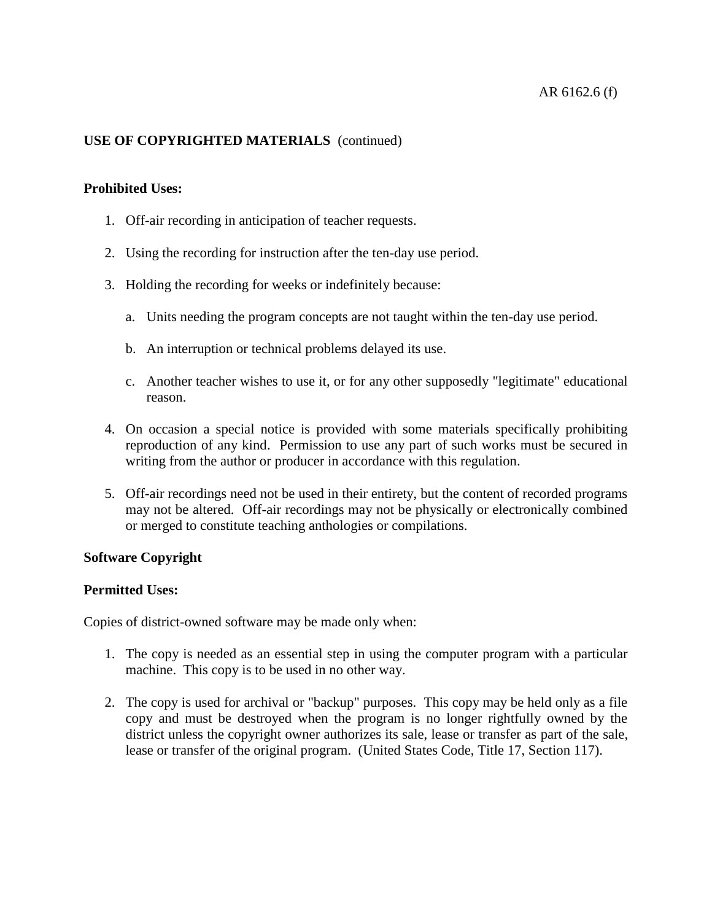**USE OF COPYRIGHTED MATERIALS** (continued)

**Prohibited Uses:**

1. Off-air recording in anticipation of teacher requests.

2. Using the recording for instruction after the ten-day use period.

3. Holding the recording for weeks or indefinitely because:

   a. Units needing the program concepts are not taught within the ten-day use period.

   b. An interruption or technical problems delayed its use.

   c. Another teacher wishes to use it, or for any other supposedly "legitimate" educational reason.

4. On occasion a special notice is provided with some materials specifically prohibiting reproduction of any kind. Permission to use any part of such works must be secured in writing from the author or producer in accordance with this regulation.

5. Off-air recordings need not be used in their entirety, but the content of recorded programs may not be altered. Off-air recordings may not be physically or electronically combined or merged to constitute teaching anthologies or compilations.

**Software Copyright**

**Permitted Uses:**

Copies of district-owned software may be made only when:

1. The copy is needed as an essential step in using the computer program with a particular machine. This copy is to be used in no other way.

2. The copy is used for archival or "backup" purposes. This copy may be held only as a file copy and must be destroyed when the program is no longer rightfully owned by the district unless the copyright owner authorizes its sale, lease or transfer as part of the sale, lease or transfer of the original program. (United States Code, Title 17, Section 117).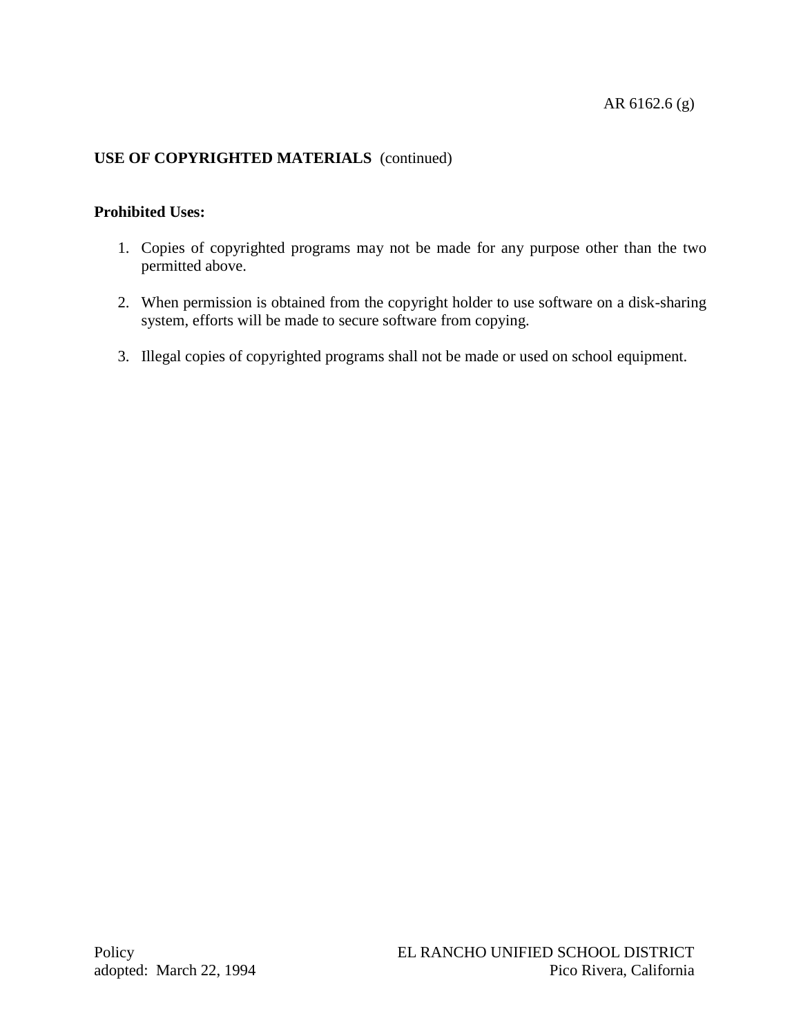AR 6162.6 (g)

**USE OF COPYRIGHTED MATERIALS** (continued)

**Prohibited Uses:**

1. Copies of copyrighted programs may not be made for any purpose other than the two permitted above.
2. When permission is obtained from the copyright holder to use software on a disk-sharing system, efforts will be made to secure software from copying.
3. Illegal copies of copyrighted programs shall not be made or used on school equipment.

Policy
adopted: March 22, 1994

EL RANCHO UNIFIED SCHOOL DISTRICT
Pico Rivera, California